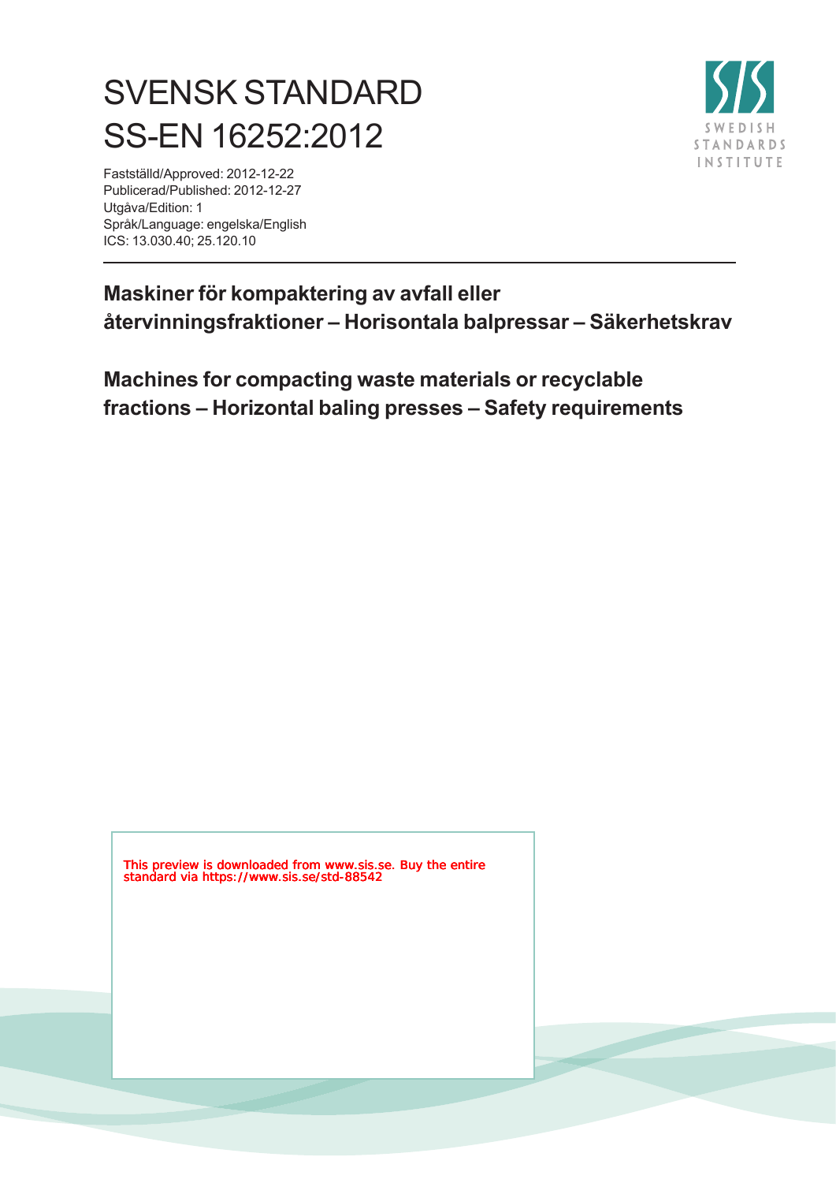# SVENSK STANDARD
# SS-EN 16252:2012

Fastställd/Approved: 2012-12-22
Publicerad/Published: 2012-12-27
Utgåva/Edition: 1
Språk/Language: engelska/English
ICS: 13.030.40; 25.120.10

SWEDISH STANDARDS INSTITUTE

---

**Maskiner för kompaktering av avfall eller återvinningsfraktioner – Horisontala balpressar – Säkerhetskrav**

**Machines for compacting waste materials or recyclable fractions – Horizontal baling presses – Safety requirements**

This preview is downloaded from www.sis.se. Buy the entire standard via https://www.sis.se/std-88542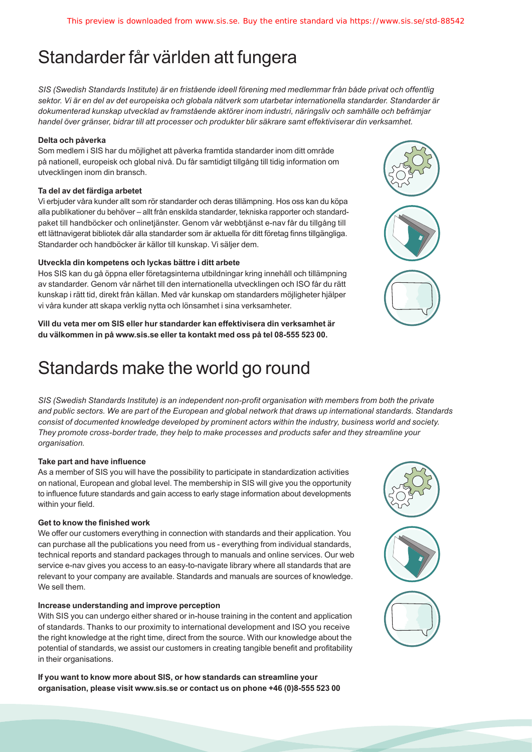# Standarder får världen att fungera

*SIS (Swedish Standards Institute) är en fristående ideell förening med medlemmar från både privat och offentlig sektor. Vi är en del av det europeiska och globala nätverk som utarbetar internationella standarder. Standarder är dokumenterad kunskap utvecklad av framstående aktörer inom industri, näringsliv och samhälle och befrämjar handel över gränser, bidrar till att processer och produkter blir säkrare samt effektiviserar din verksamhet.*

**Delta och påverka**

Som medlem i SIS har du möjlighet att påverka framtida standarder inom ditt område på nationell, europeisk och global nivå. Du får samtidigt tillgång till tidig information om utvecklingen inom din bransch.

**Ta del av det färdiga arbetet**

Vi erbjuder våra kunder allt som rör standarder och deras tillämpning. Hos oss kan du köpa alla publikationer du behöver – allt från enskilda standarder, tekniska rapporter och standardpaket till handböcker och onlinetjänster. Genom vår webbtjänst e-nav får du tillgång till ett lättnavigerat bibliotek där alla standarder som är aktuella för ditt företag finns tillgängliga. Standarder och handböcker är källor till kunskap. Vi säljer dem.

**Utveckla din kompetens och lyckas bättre i ditt arbete**

Hos SIS kan du gå öppna eller företagsinterna utbildningar kring innehåll och tillämpning av standarder. Genom vår närhet till den internationella utvecklingen och ISO får du rätt kunskap i rätt tid, direkt från källan. Med vår kunskap om standarders möjligheter hjälper vi våra kunder att skapa verklig nytta och lönsamhet i sina verksamheter.

**Vill du veta mer om SIS eller hur standarder kan effektivisera din verksamhet är du välkommen in på www.sis.se eller ta kontakt med oss på tel 08-555 523 00.**

# Standards make the world go round

*SIS (Swedish Standards Institute) is an independent non-profit organisation with members from both the private and public sectors. We are part of the European and global network that draws up international standards. Standards consist of documented knowledge developed by prominent actors within the industry, business world and society. They promote cross-border trade, they help to make processes and products safer and they streamline your organisation.*

**Take part and have influence**

As a member of SIS you will have the possibility to participate in standardization activities on national, European and global level. The membership in SIS will give you the opportunity to influence future standards and gain access to early stage information about developments within your field.

**Get to know the finished work**

We offer our customers everything in connection with standards and their application. You can purchase all the publications you need from us - everything from individual standards, technical reports and standard packages through to manuals and online services. Our web service e-nav gives you access to an easy-to-navigate library where all standards that are relevant to your company are available. Standards and manuals are sources of knowledge. We sell them.

**Increase understanding and improve perception**

With SIS you can undergo either shared or in-house training in the content and application of standards. Thanks to our proximity to international development and ISO you receive the right knowledge at the right time, direct from the source. With our knowledge about the potential of standards, we assist our customers in creating tangible benefit and profitability in their organisations.

**If you want to know more about SIS, or how standards can streamline your organisation, please visit www.sis.se or contact us on phone +46 (0)8-555 523 00**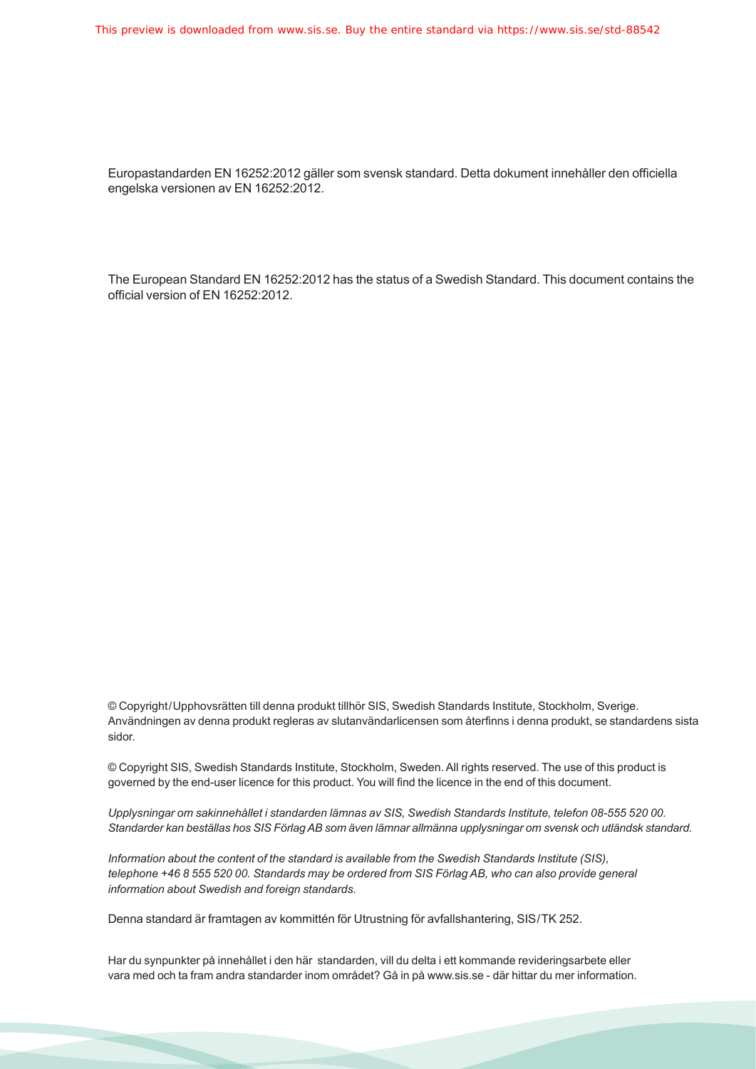Europastandarden EN 16252:2012 gäller som svensk standard. Detta dokument innehåller den officiella engelska versionen av EN 16252:2012.

The European Standard EN 16252:2012 has the status of a Swedish Standard. This document contains the official version of EN 16252:2012.

© Copyright/Upphovsrätten till denna produkt tillhör SIS, Swedish Standards Institute, Stockholm, Sverige. Användningen av denna produkt regleras av slutanvändarlicensen som återfinns i denna produkt, se standardens sista sidor.

© Copyright SIS, Swedish Standards Institute, Stockholm, Sweden. All rights reserved. The use of this product is governed by the end-user licence for this product. You will find the licence in the end of this document.

*Upplysningar om sakinnehållet i standarden lämnas av SIS, Swedish Standards Institute, telefon 08-555 520 00. Standarder kan beställas hos SIS Förlag AB som även lämnar allmänna upplysningar om svensk och utländsk standard.*

*Information about the content of the standard is available from the Swedish Standards Institute (SIS), telephone +46 8 555 520 00. Standards may be ordered from SIS Förlag AB, who can also provide general information about Swedish and foreign standards.*

Denna standard är framtagen av kommittén för Utrustning för avfallshantering, SIS/TK 252.

Har du synpunkter på innehållet i den här standarden, vill du delta i ett kommande revideringsarbete eller vara med och ta fram andra standarder inom området? Gå in på www.sis.se - där hittar du mer information.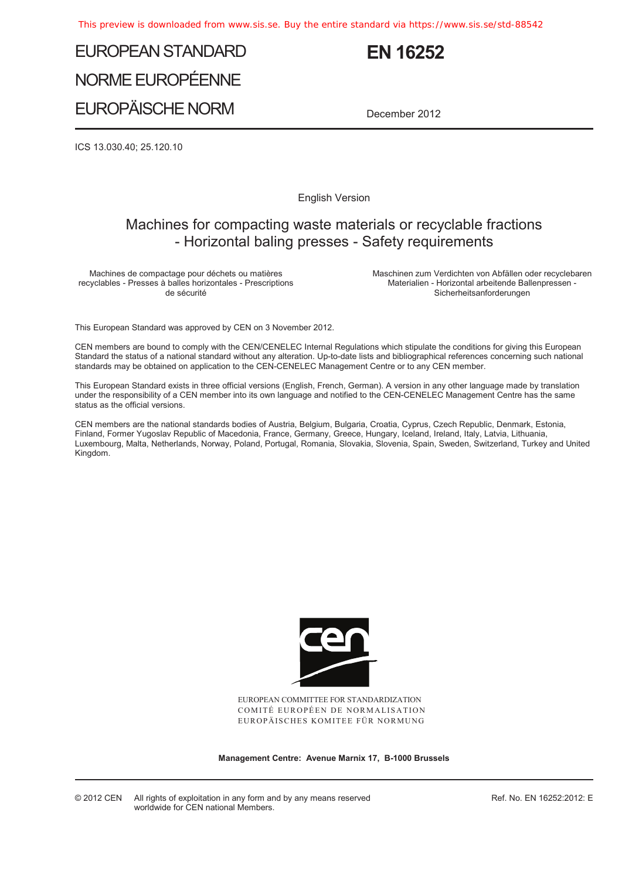# EUROPEAN STANDARD

# NORME EUROPÉENNE

# EUROPÄISCHE NORM

# EN 16252

December 2012

ICS 13.030.40; 25.120.10

English Version

## Machines for compacting waste materials or recyclable fractions - Horizontal baling presses - Safety requirements

Machines de compactage pour déchets ou matières recyclables - Presses à balles horizontales - Prescriptions de sécurité

Maschinen zum Verdichten von Abfällen oder recyclebaren Materialien - Horizontal arbeitende Ballenpressen - Sicherheitsanforderungen

This European Standard was approved by CEN on 3 November 2012.

CEN members are bound to comply with the CEN/CENELEC Internal Regulations which stipulate the conditions for giving this European Standard the status of a national standard without any alteration. Up-to-date lists and bibliographical references concerning such national standards may be obtained on application to the CEN-CENELEC Management Centre or to any CEN member.

This European Standard exists in three official versions (English, French, German). A version in any other language made by translation under the responsibility of a CEN member into its own language and notified to the CEN-CENELEC Management Centre has the same status as the official versions.

CEN members are the national standards bodies of Austria, Belgium, Bulgaria, Croatia, Cyprus, Czech Republic, Denmark, Estonia, Finland, Former Yugoslav Republic of Macedonia, France, Germany, Greece, Hungary, Iceland, Ireland, Italy, Latvia, Lithuania, Luxembourg, Malta, Netherlands, Norway, Poland, Portugal, Romania, Slovakia, Slovenia, Spain, Sweden, Switzerland, Turkey and United Kingdom.

EUROPEAN COMMITTEE FOR STANDARDIZATION
COMITÉ EUROPÉEN DE NORMALISATION
EUROPÄISCHES KOMITEE FÜR NORMUNG

**Management Centre: Avenue Marnix 17, B-1000 Brussels**

© 2012 CEN All rights of exploitation in any form and by any means reserved worldwide for CEN national Members.

Ref. No. EN 16252:2012: E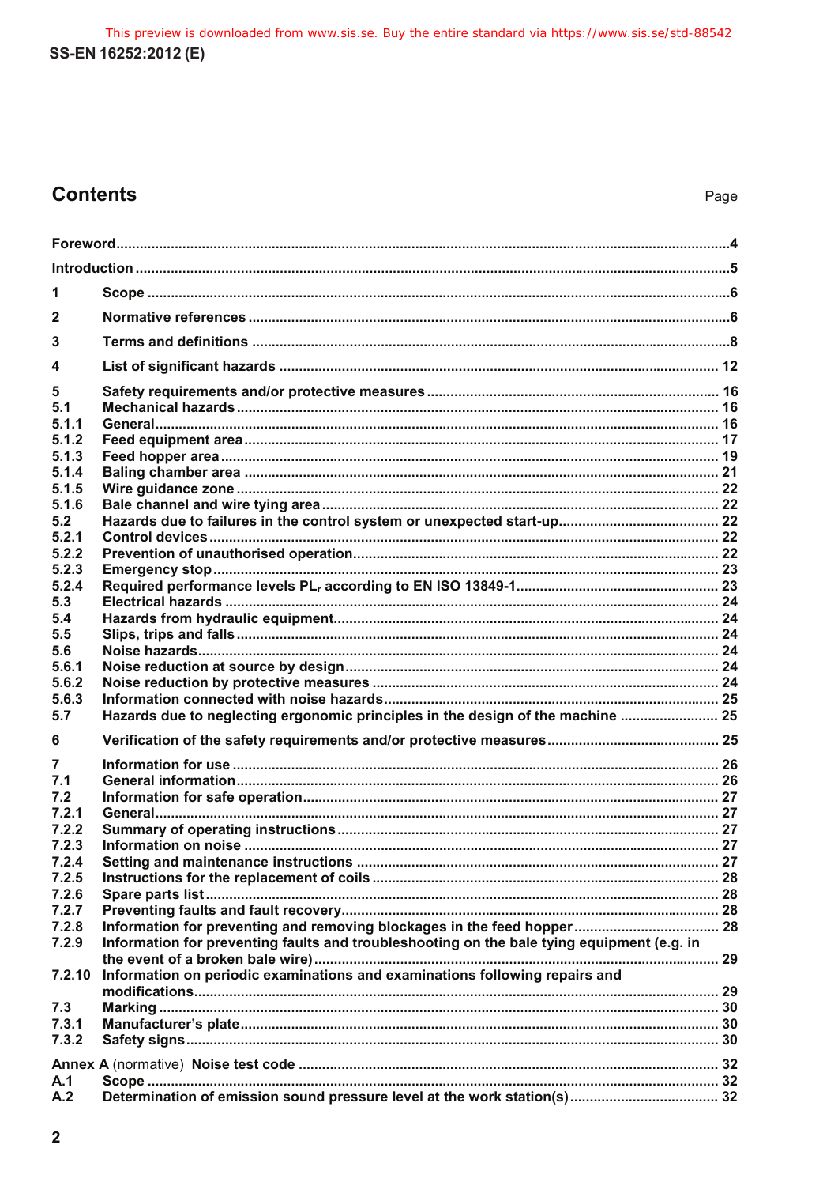# Contents

Page

Foreword ....4

Introduction ....5

1 Scope ....6

2 Normative references ....6

3 Terms and definitions ....8

4 List of significant hazards ....12

5 Safety requirements and/or protective measures ....16
5.1 Mechanical hazards ....16
5.1.1 General ....16
5.1.2 Feed equipment area ....17
5.1.3 Feed hopper area ....19
5.1.4 Baling chamber area ....21
5.1.5 Wire guidance zone ....22
5.1.6 Bale channel and wire tying area ....22
5.2 Hazards due to failures in the control system or unexpected start-up ....22
5.2.1 Control devices ....22
5.2.2 Prevention of unauthorised operation ....22
5.2.3 Emergency stop ....23
5.2.4 Required performance levels $PL_r$ according to EN ISO 13849-1 ....23
5.3 Electrical hazards ....24
5.4 Hazards from hydraulic equipment ....24
5.5 Slips, trips and falls ....24
5.6 Noise hazards ....24
5.6.1 Noise reduction at source by design ....24
5.6.2 Noise reduction by protective measures ....24
5.6.3 Information connected with noise hazards ....25
5.7 Hazards due to neglecting ergonomic principles in the design of the machine ....25

6 Verification of the safety requirements and/or protective measures ....25

7 Information for use ....26
7.1 General information ....26
7.2 Information for safe operation ....27
7.2.1 General ....27
7.2.2 Summary of operating instructions ....27
7.2.3 Information on noise ....27
7.2.4 Setting and maintenance instructions ....27
7.2.5 Instructions for the replacement of coils ....28
7.2.6 Spare parts list ....28
7.2.7 Preventing faults and fault recovery ....28
7.2.8 Information for preventing and removing blockages in the feed hopper ....28
7.2.9 Information for preventing faults and troubleshooting on the bale tying equipment (e.g. in the event of a broken bale wire) ....29
7.2.10 Information on periodic examinations and examinations following repairs and modifications ....29
7.3 Marking ....30
7.3.1 Manufacturer's plate ....30
7.3.2 Safety signs ....30

Annex A (normative) Noise test code ....32
A.1 Scope ....32
A.2 Determination of emission sound pressure level at the work station(s) ....32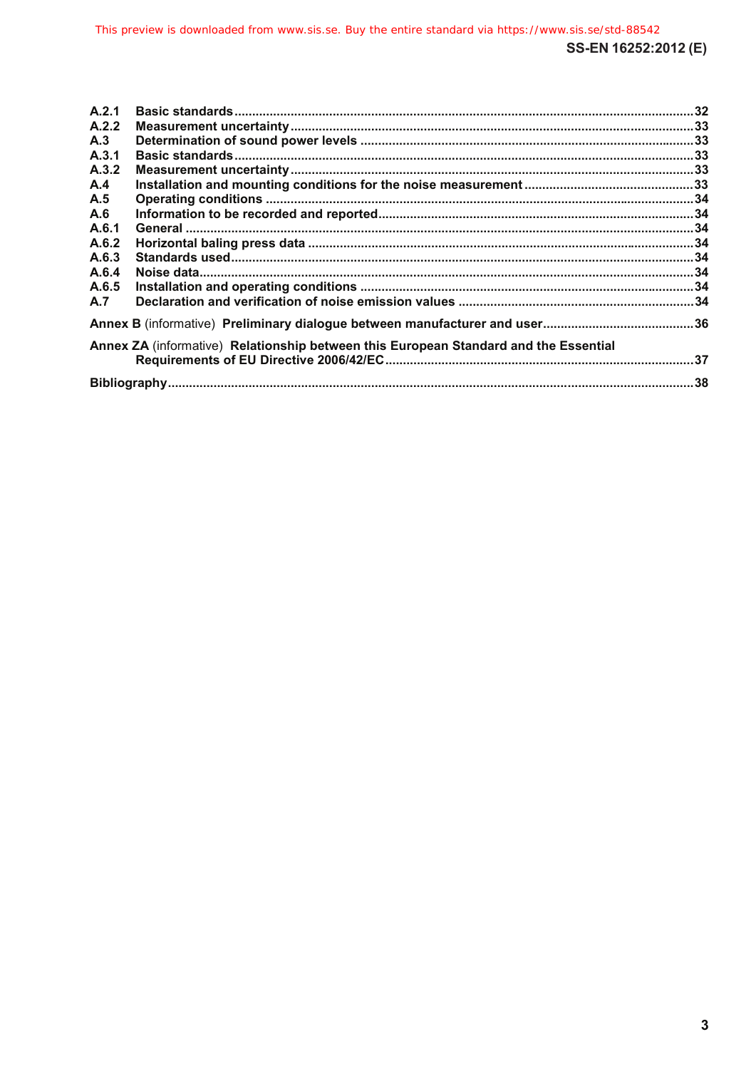A.2.1 **Basic standards** ..... 32
A.2.2 **Measurement uncertainty** ..... 33
A.3 **Determination of sound power levels** ..... 33
A.3.1 **Basic standards** ..... 33
A.3.2 **Measurement uncertainty** ..... 33
A.4 **Installation and mounting conditions for the noise measurement** ..... 33
A.5 **Operating conditions** ..... 34
A.6 **Information to be recorded and reported** ..... 34
A.6.1 **General** ..... 34
A.6.2 **Horizontal baling press data** ..... 34
A.6.3 **Standards used** ..... 34
A.6.4 **Noise data** ..... 34
A.6.5 **Installation and operating conditions** ..... 34
A.7 **Declaration and verification of noise emission values** ..... 34

**Annex B** (informative) **Preliminary dialogue between manufacturer and user** ..... 36

**Annex ZA** (informative) **Relationship between this European Standard and the Essential Requirements of EU Directive 2006/42/EC** ..... 37

**Bibliography** ..... 38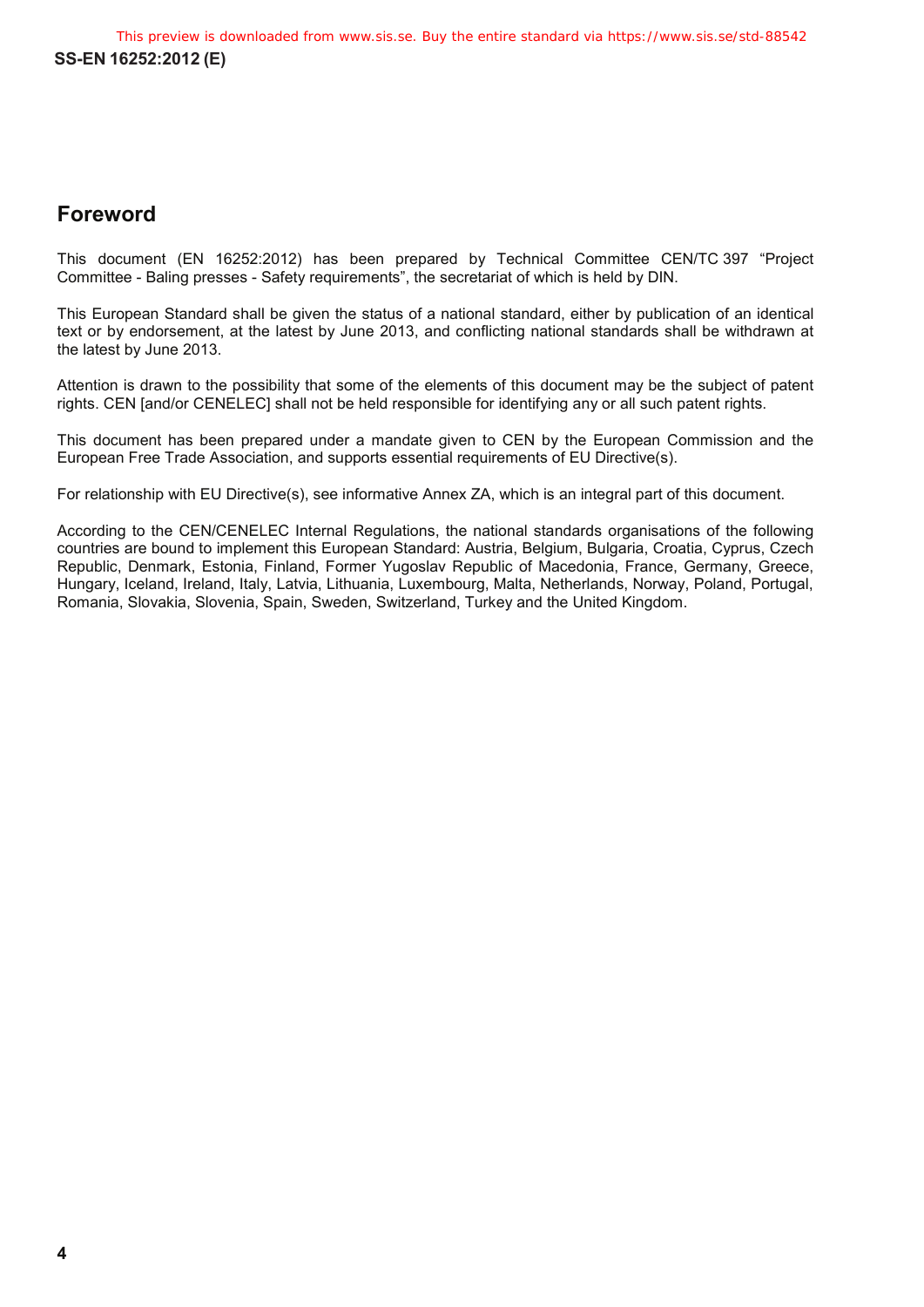## Foreword

This document (EN 16252:2012) has been prepared by Technical Committee CEN/TC 397 “Project Committee - Baling presses - Safety requirements”, the secretariat of which is held by DIN.

This European Standard shall be given the status of a national standard, either by publication of an identical text or by endorsement, at the latest by June 2013, and conflicting national standards shall be withdrawn at the latest by June 2013.

Attention is drawn to the possibility that some of the elements of this document may be the subject of patent rights. CEN [and/or CENELEC] shall not be held responsible for identifying any or all such patent rights.

This document has been prepared under a mandate given to CEN by the European Commission and the European Free Trade Association, and supports essential requirements of EU Directive(s).

For relationship with EU Directive(s), see informative Annex ZA, which is an integral part of this document.

According to the CEN/CENELEC Internal Regulations, the national standards organisations of the following countries are bound to implement this European Standard: Austria, Belgium, Bulgaria, Croatia, Cyprus, Czech Republic, Denmark, Estonia, Finland, Former Yugoslav Republic of Macedonia, France, Germany, Greece, Hungary, Iceland, Ireland, Italy, Latvia, Lithuania, Luxembourg, Malta, Netherlands, Norway, Poland, Portugal, Romania, Slovakia, Slovenia, Spain, Sweden, Switzerland, Turkey and the United Kingdom.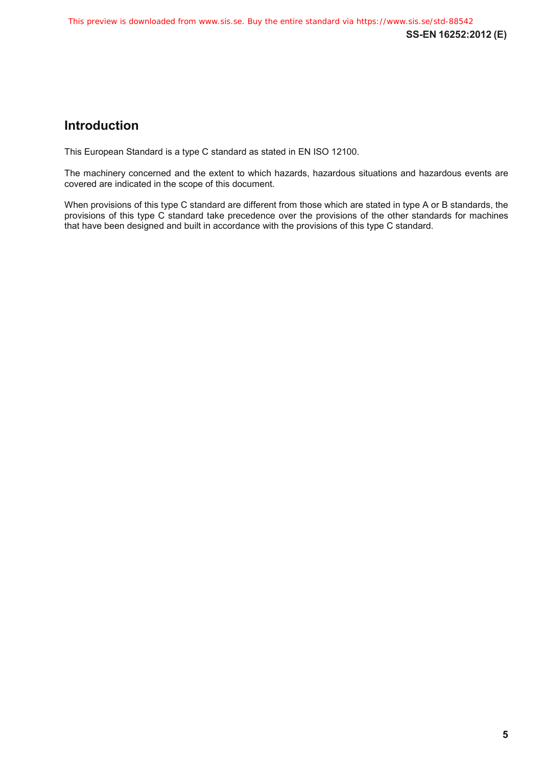## Introduction

This European Standard is a type C standard as stated in EN ISO 12100.

The machinery concerned and the extent to which hazards, hazardous situations and hazardous events are covered are indicated in the scope of this document.

When provisions of this type C standard are different from those which are stated in type A or B standards, the provisions of this type C standard take precedence over the provisions of the other standards for machines that have been designed and built in accordance with the provisions of this type C standard.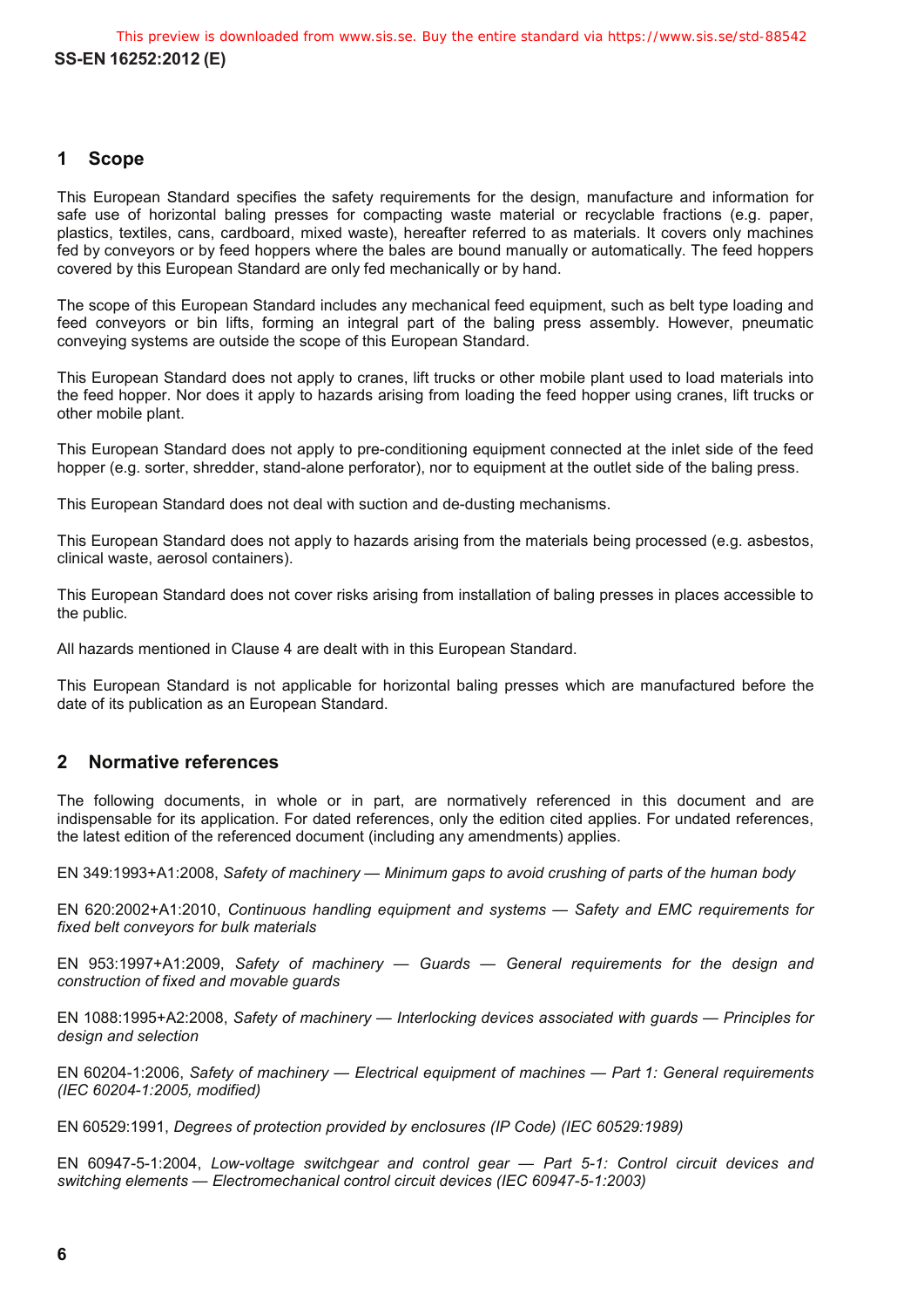## 1 Scope

This European Standard specifies the safety requirements for the design, manufacture and information for safe use of horizontal baling presses for compacting waste material or recyclable fractions (e.g. paper, plastics, textiles, cans, cardboard, mixed waste), hereafter referred to as materials. It covers only machines fed by conveyors or by feed hoppers where the bales are bound manually or automatically. The feed hoppers covered by this European Standard are only fed mechanically or by hand.

The scope of this European Standard includes any mechanical feed equipment, such as belt type loading and feed conveyors or bin lifts, forming an integral part of the baling press assembly. However, pneumatic conveying systems are outside the scope of this European Standard.

This European Standard does not apply to cranes, lift trucks or other mobile plant used to load materials into the feed hopper. Nor does it apply to hazards arising from loading the feed hopper using cranes, lift trucks or other mobile plant.

This European Standard does not apply to pre-conditioning equipment connected at the inlet side of the feed hopper (e.g. sorter, shredder, stand-alone perforator), nor to equipment at the outlet side of the baling press.

This European Standard does not deal with suction and de-dusting mechanisms.

This European Standard does not apply to hazards arising from the materials being processed (e.g. asbestos, clinical waste, aerosol containers).

This European Standard does not cover risks arising from installation of baling presses in places accessible to the public.

All hazards mentioned in Clause 4 are dealt with in this European Standard.

This European Standard is not applicable for horizontal baling presses which are manufactured before the date of its publication as an European Standard.

## 2 Normative references

The following documents, in whole or in part, are normatively referenced in this document and are indispensable for its application. For dated references, only the edition cited applies. For undated references, the latest edition of the referenced document (including any amendments) applies.

EN 349:1993+A1:2008, *Safety of machinery — Minimum gaps to avoid crushing of parts of the human body*

EN 620:2002+A1:2010, *Continuous handling equipment and systems — Safety and EMC requirements for fixed belt conveyors for bulk materials*

EN 953:1997+A1:2009, *Safety of machinery — Guards — General requirements for the design and construction of fixed and movable guards*

EN 1088:1995+A2:2008, *Safety of machinery — Interlocking devices associated with guards — Principles for design and selection*

EN 60204-1:2006, *Safety of machinery — Electrical equipment of machines — Part 1: General requirements (IEC 60204-1:2005, modified)*

EN 60529:1991, *Degrees of protection provided by enclosures (IP Code) (IEC 60529:1989)*

EN 60947-5-1:2004, *Low-voltage switchgear and control gear — Part 5-1: Control circuit devices and switching elements — Electromechanical control circuit devices (IEC 60947-5-1:2003)*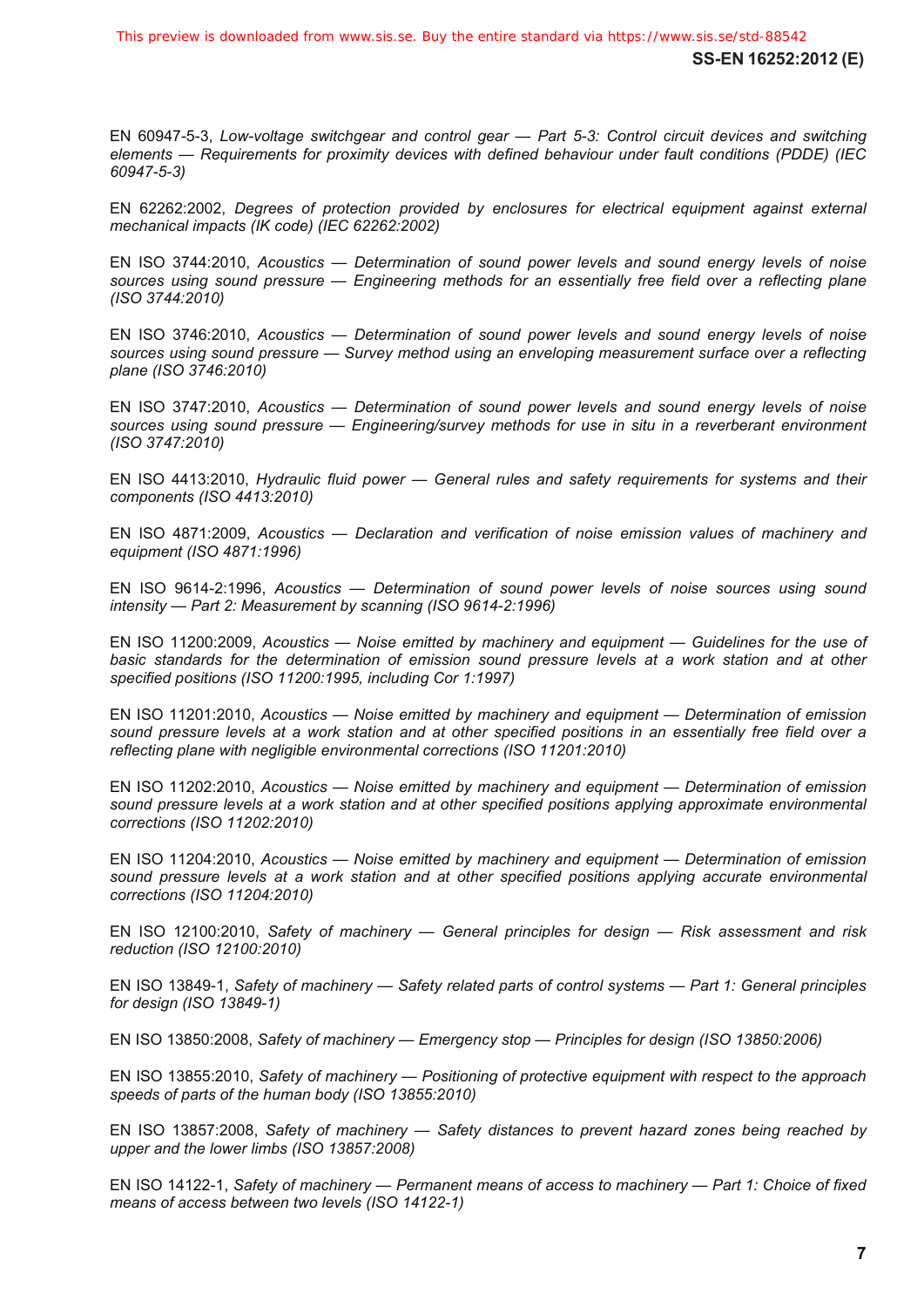EN 60947-5-3, *Low-voltage switchgear and control gear — Part 5-3: Control circuit devices and switching elements — Requirements for proximity devices with defined behaviour under fault conditions (PDDE) (IEC 60947-5-3)*

EN 62262:2002, *Degrees of protection provided by enclosures for electrical equipment against external mechanical impacts (IK code) (IEC 62262:2002)*

EN ISO 3744:2010, *Acoustics — Determination of sound power levels and sound energy levels of noise sources using sound pressure — Engineering methods for an essentially free field over a reflecting plane (ISO 3744:2010)*

EN ISO 3746:2010, *Acoustics — Determination of sound power levels and sound energy levels of noise sources using sound pressure — Survey method using an enveloping measurement surface over a reflecting plane (ISO 3746:2010)*

EN ISO 3747:2010, *Acoustics — Determination of sound power levels and sound energy levels of noise sources using sound pressure — Engineering/survey methods for use in situ in a reverberant environment (ISO 3747:2010)*

EN ISO 4413:2010, *Hydraulic fluid power — General rules and safety requirements for systems and their components (ISO 4413:2010)*

EN ISO 4871:2009, *Acoustics — Declaration and verification of noise emission values of machinery and equipment (ISO 4871:1996)*

EN ISO 9614-2:1996, *Acoustics — Determination of sound power levels of noise sources using sound intensity — Part 2: Measurement by scanning (ISO 9614-2:1996)*

EN ISO 11200:2009, *Acoustics — Noise emitted by machinery and equipment — Guidelines for the use of basic standards for the determination of emission sound pressure levels at a work station and at other specified positions (ISO 11200:1995, including Cor 1:1997)*

EN ISO 11201:2010, *Acoustics — Noise emitted by machinery and equipment — Determination of emission sound pressure levels at a work station and at other specified positions in an essentially free field over a reflecting plane with negligible environmental corrections (ISO 11201:2010)*

EN ISO 11202:2010, *Acoustics — Noise emitted by machinery and equipment — Determination of emission sound pressure levels at a work station and at other specified positions applying approximate environmental corrections (ISO 11202:2010)*

EN ISO 11204:2010, *Acoustics — Noise emitted by machinery and equipment — Determination of emission sound pressure levels at a work station and at other specified positions applying accurate environmental corrections (ISO 11204:2010)*

EN ISO 12100:2010, *Safety of machinery — General principles for design — Risk assessment and risk reduction (ISO 12100:2010)*

EN ISO 13849-1, *Safety of machinery — Safety related parts of control systems — Part 1: General principles for design (ISO 13849-1)*

EN ISO 13850:2008, *Safety of machinery — Emergency stop — Principles for design (ISO 13850:2006)*

EN ISO 13855:2010, *Safety of machinery — Positioning of protective equipment with respect to the approach speeds of parts of the human body (ISO 13855:2010)*

EN ISO 13857:2008, *Safety of machinery — Safety distances to prevent hazard zones being reached by upper and the lower limbs (ISO 13857:2008)*

EN ISO 14122-1, *Safety of machinery — Permanent means of access to machinery — Part 1: Choice of fixed means of access between two levels (ISO 14122-1)*